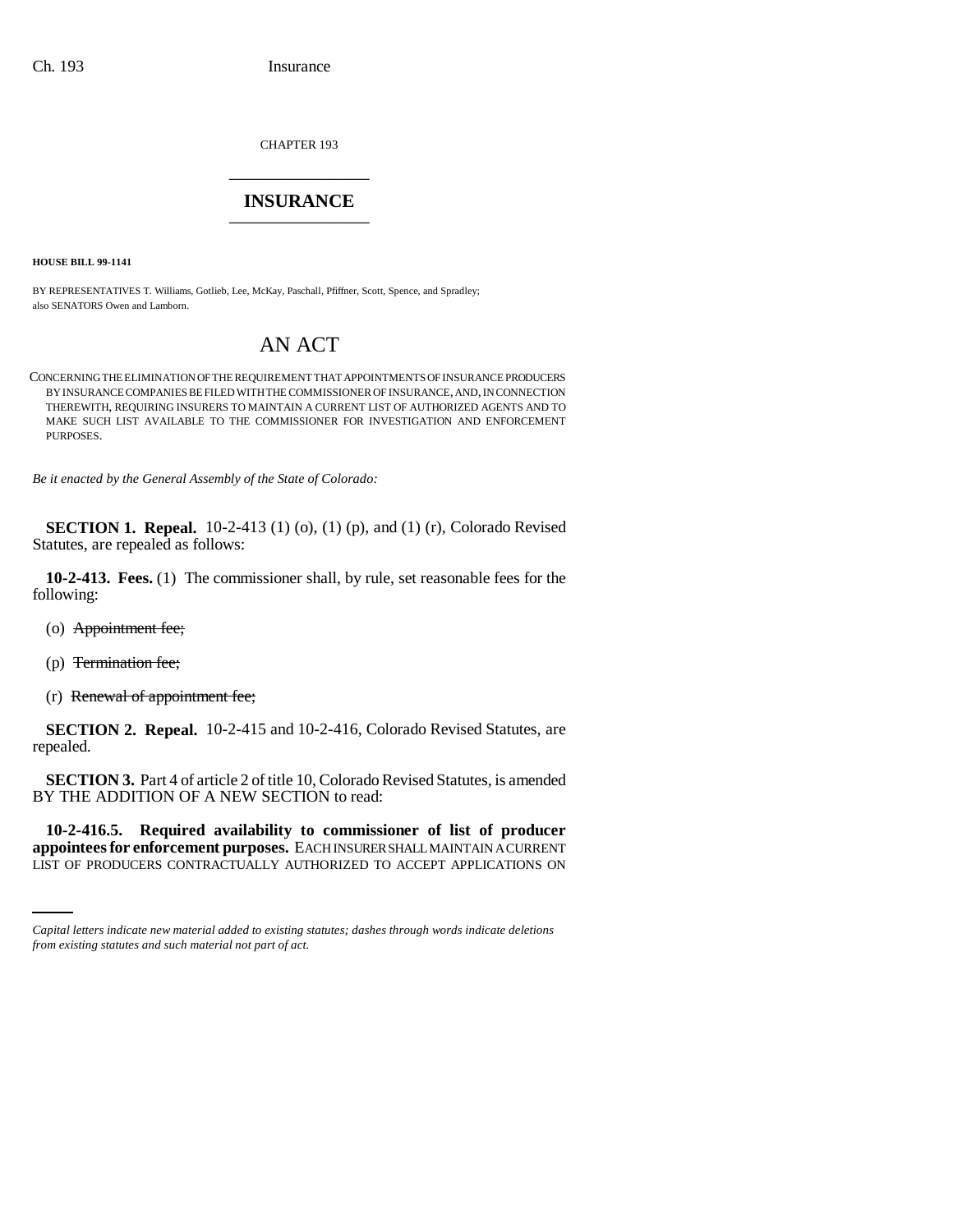CHAPTER 193

# INSURANCE

**HOUSE BILL 99-1141**

BY REPRESENTATIVES T. Williams, Gotlieb, Lee, McKay, Paschall, Pfiffner, Scott, Spence, and Spradley;
also SENATORS Owen and Lamborn.

## AN ACT

CONCERNING THE ELIMINATION OF THE REQUIREMENT THAT APPOINTMENTS OF INSURANCE PRODUCERS BY INSURANCE COMPANIES BE FILED WITH THE COMMISSIONER OF INSURANCE, AND, IN CONNECTION THEREWITH, REQUIRING INSURERS TO MAINTAIN A CURRENT LIST OF AUTHORIZED AGENTS AND TO MAKE SUCH LIST AVAILABLE TO THE COMMISSIONER FOR INVESTIGATION AND ENFORCEMENT PURPOSES.

*Be it enacted by the General Assembly of the State of Colorado:*

**SECTION 1. Repeal.** 10-2-413 (1) (o), (1) (p), and (1) (r), Colorado Revised Statutes, are repealed as follows:

**10-2-413. Fees.** (1) The commissioner shall, by rule, set reasonable fees for the following:

(o) ~~Appointment fee;~~

(p) ~~Termination fee;~~

(r) ~~Renewal of appointment fee;~~

**SECTION 2. Repeal.** 10-2-415 and 10-2-416, Colorado Revised Statutes, are repealed.

**SECTION 3.** Part 4 of article 2 of title 10, Colorado Revised Statutes, is amended BY THE ADDITION OF A NEW SECTION to read:

**10-2-416.5. Required availability to commissioner of list of producer appointees for enforcement purposes.** EACH INSURER SHALL MAINTAIN A CURRENT LIST OF PRODUCERS CONTRACTUALLY AUTHORIZED TO ACCEPT APPLICATIONS ON

*Capital letters indicate new material added to existing statutes; dashes through words indicate deletions from existing statutes and such material not part of act.*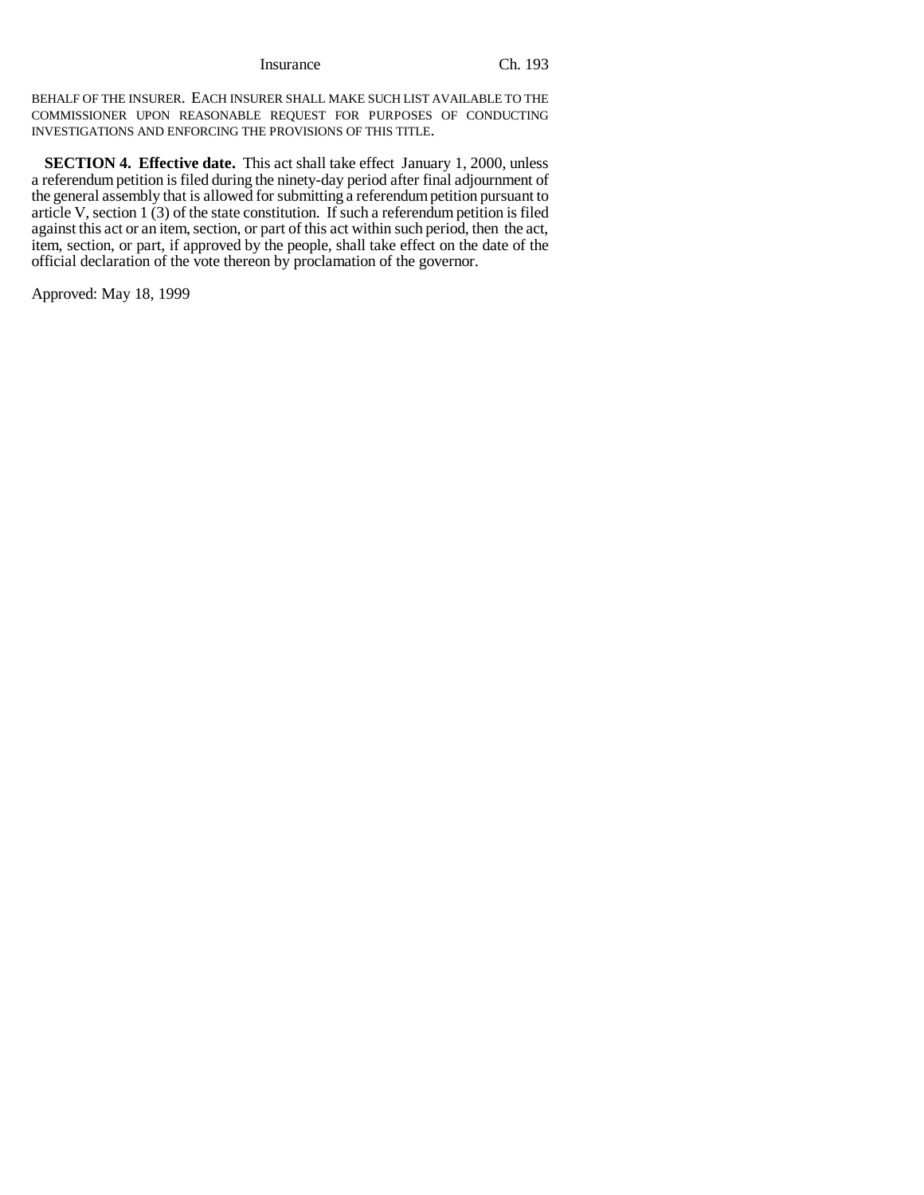BEHALF OF THE INSURER. EACH INSURER SHALL MAKE SUCH LIST AVAILABLE TO THE COMMISSIONER UPON REASONABLE REQUEST FOR PURPOSES OF CONDUCTING INVESTIGATIONS AND ENFORCING THE PROVISIONS OF THIS TITLE.

**SECTION 4. Effective date.** This act shall take effect January 1, 2000, unless a referendum petition is filed during the ninety-day period after final adjournment of the general assembly that is allowed for submitting a referendum petition pursuant to article V, section 1 (3) of the state constitution. If such a referendum petition is filed against this act or an item, section, or part of this act within such period, then the act, item, section, or part, if approved by the people, shall take effect on the date of the official declaration of the vote thereon by proclamation of the governor.

Approved: May 18, 1999